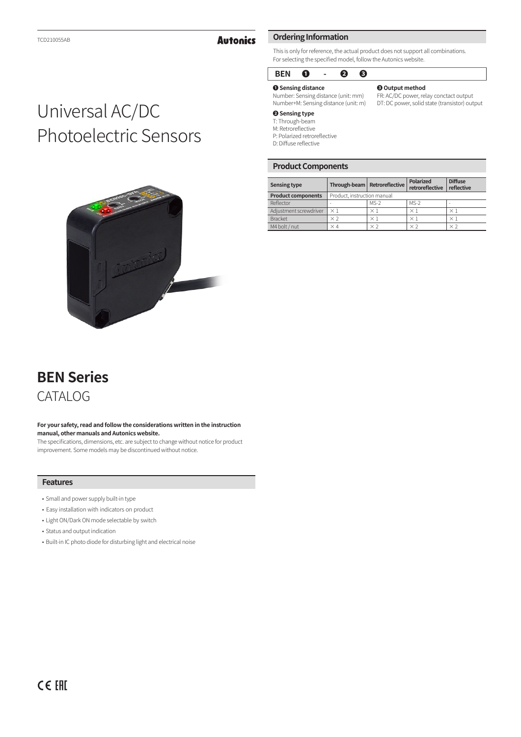# Universal AC/DC Photoelectric Sensors

## BEN Series

CATALOG

**For your safety, read and follow the considerations written in the instruction manual, other manuals and Autonics website.**

The specifications, dimensions, etc. are subject to change without notice for product improvement. Some models may be discontinued without notice.

## Features

- Small and power supply built-in type
- Easy installation with indicators on product
- Light ON/Dark ON mode selectable by switch
- Status and output indication
- Built-in IC photo diode for disturbing light and electrical noise

## Ordering Information

This is only for reference, the actual product does not support all combinations.
For selecting the specified model, follow the Autonics website.

**BEN ❶ - ❷ ❸**

**❶ Sensing distance**
Number: Sensing distance (unit: mm)
Number+M: Sensing distance (unit: m)

**❷ Sensing type**
T: Through-beam
M: Retroreflective
P: Polarized retroreflective
D: Diffuse reflective

**❸ Output method**
FR: AC/DC power, relay conctact output
DT: DC power, solid state (transistor) output

## Product Components

| Sensing type | Through-beam | Retroreflective | Polarized retroreflective | Diffuse reflective |
|---|---|---|---|---|
| **Product components** | Product, instruction manual | | | |
| Reflector | - | MS-2 | MS-2 | - |
| Adjustment screwdriver | × 1 | × 1 | × 1 | × 1 |
| Bracket | × 2 | × 1 | × 1 | × 1 |
| M4 bolt / nut | × 4 | × 2 | × 2 | × 2 |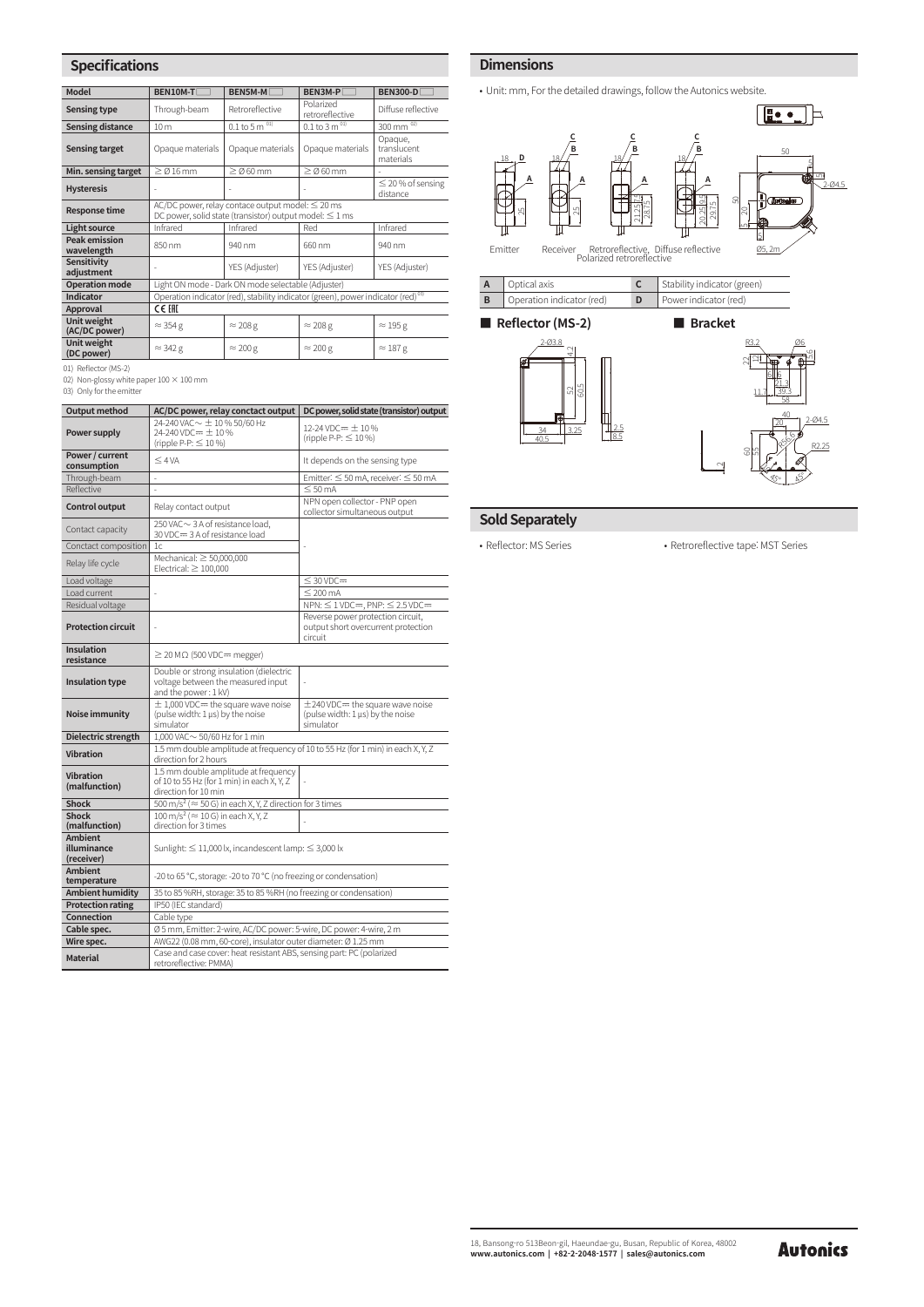## Specifications

| Model | BEN10M-T□ | BEN5M-M□ | BEN3M-P□ | BEN300-D□ |
|---|---|---|---|---|
| Sensing type | Through-beam | Retroreflective | Polarized retroreflective | Diffuse reflective |
| Sensing distance | 10 m | 0.1 to 5 m [01] | 0.1 to 3 m [01] | 300 mm [02] |
| Sensing target | Opaque materials | Opaque materials | Opaque materials | Opaque, translucent materials |
| Min. sensing target | ≥ Ø 16 mm | ≥ Ø 60 mm | ≥ Ø 60 mm | - |
| Hysteresis | - | - | - | ≤ 20 % of sensing distance |
| Response time | AC/DC power, relay contace output model: ≤ 20 ms<br>DC power, solid state (transistor) output model: ≤ 1 ms | | | |
| Light source | Infrared | Infrared | Red | Infrared |
| Peak emission wavelength | 850 nm | 940 nm | 660 nm | 940 nm |
| Sensitivity adjustment | - | YES (Adjuster) | YES (Adjuster) | YES (Adjuster) |
| Operation mode | Light ON mode - Dark ON mode selectable (Adjuster) | | | |
| Indicator | Operation indicator (red), stability indicator (green), power indicator (red) [03] | | | |
| Approval | CE EAC | | | |
| Unit weight (AC/DC power) | ≈ 354 g | ≈ 208 g | ≈ 208 g | ≈ 195 g |
| Unit weight (DC power) | ≈ 342 g | ≈ 200 g | ≈ 200 g | ≈ 187 g |

01) Reflector (MS-2)
02) Non-glossy white paper 100 × 100 mm
03) Only for the emitter

| Output method | AC/DC power, relay conctact output | DC power, solid state (transistor) output |
|---|---|---|
| Power supply | 24-240 VAC∼ ± 10 % 50/60 Hz<br>24-240 VDC⎓ ± 10 %<br>(ripple P-P: ≤ 10 %) | 12-24 VDC⎓ ± 10 %<br>(ripple P-P: ≤ 10 %) |
| Power / current consumption | ≤ 4 VA | It depends on the sensing type |
| Through-beam | - | Emitter: ≤ 50 mA, receiver: ≤ 50 mA |
| Reflective | - | ≤ 50 mA |
| Control output | Relay contact output | NPN open collector - PNP open collector simultaneous output |
| Contact capacity | 250 VAC∼ 3 A of resistance load,<br>30 VDC⎓ 3 A of resistance load | - |
| Conctact composition | 1c | |
| Relay life cycle | Mechanical: ≥ 50,000,000<br>Electrical: ≥ 100,000 | |
| Load voltage | - | ≤ 30 VDC⎓ |
| Load current | | ≤ 200 mA |
| Residual voltage | | NPN: ≤ 1 VDC⎓, PNP: ≤ 2.5 VDC⎓ |
| Protection circuit | - | Reverse power protection circuit, output short overcurrent protection circuit |
| Insulation resistance | ≥ 20 MΩ (500 VDC⎓ megger) | |
| Insulation type | Double or strong insulation (dielectric voltage between the measured input and the power : 1 kV) | - |
| Noise immunity | ± 1,000 VDC⎓ the square wave noise (pulse width: 1 µs) by the noise simulator | ±240 VDC⎓ the square wave noise (pulse width: 1 µs) by the noise simulator |
| Dielectric strength | 1,000 VAC∼ 50/60 Hz for 1 min | |
| Vibration | 1.5 mm double amplitude at frequency of 10 to 55 Hz (for 1 min) in each X, Y, Z direction for 2 hours | |
| Vibration (malfunction) | 1.5 mm double amplitude at frequency of 10 to 55 Hz (for 1 min) in each X, Y, Z direction for 10 min | - |
| Shock | 500 m/s² (≈ 50 G) in each X, Y, Z direction for 3 times | |
| Shock (malfunction) | 100 m/s² (≈ 10 G) in each X, Y, Z direction for 3 times | - |
| Ambient illuminance (receiver) | Sunlight: ≤ 11,000 lx, incandescent lamp: ≤ 3,000 lx | |
| Ambient temperature | -20 to 65 °C, storage: -20 to 70 °C (no freezing or condensation) | |
| Ambient humidity | 35 to 85 %RH, storage: 35 to 85 %RH (no freezing or condensation) | |
| Protection rating | IP50 (IEC standard) | |
| Connection | Cable type | |
| Cable spec. | Ø 5 mm, Emitter: 2-wire, AC/DC power: 5-wire, DC power: 4-wire, 2 m | |
| Wire spec. | AWG22 (0.08 mm, 60-core), insulator outer diameter: Ø 1.25 mm | |
| Material | Case and case cover: heat resistant ABS, sensing part: PC (polarized retroreflective: PMMA) | |

## Dimensions

• Unit: mm, For the detailed drawings, follow the Autonics website.

Emitter
Receiver
Retroreflective, Polarized retroreflective
Diffuse reflective

| | | | |
|---|---|---|---|
| A | Optical axis | C | Stability indicator (green) |
| B | Operation indicator (red) | D | Power indicator (red) |

■ Reflector (MS-2)

■ Bracket

## Sold Separately

• Reflector: MS Series

• Retroreflective tape: MST Series